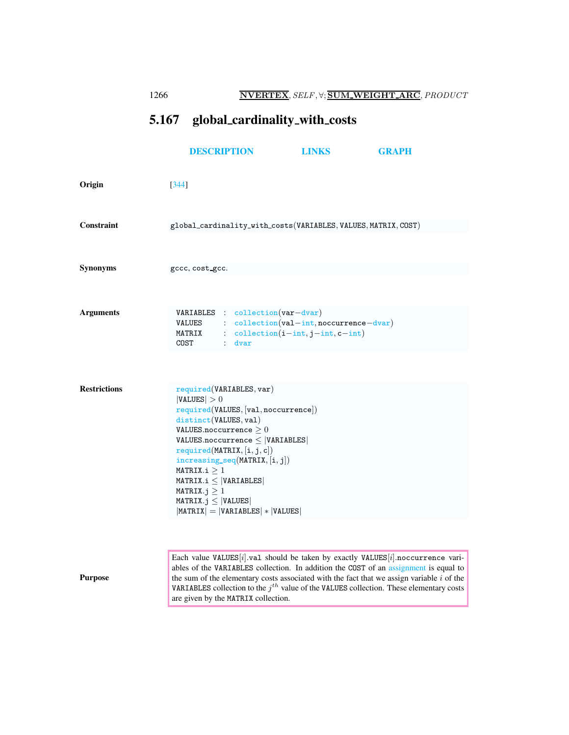# 5.167 global_cardinality_with_costs

DESCRIPTION LINKS GRAPH

**Origin** [344]

**Constraint** global_cardinality_with_costs(VARIABLES, VALUES, MATRIX, COST)

**Synonyms** gccc, cost_gcc.

**Arguments**

```
VARIABLES : collection(var-dvar)
VALUES    : collection(val-int, noccurrence-dvar)
MATRIX    : collection(i-int, j-int, c-int)
COST      : dvar
```

**Restrictions**

required(VARIABLES, var)
$|\texttt{VALUES}| > 0$
required(VALUES, [val, noccurrence])
distinct(VALUES, val)
$\texttt{VALUES.noccurrence} \geq 0$
$\texttt{VALUES.noccurrence} \leq |\texttt{VARIABLES}|$
required(MATRIX, [i, j, c])
increasing_seq(MATRIX, [i, j])
$\texttt{MATRIX.i} \geq 1$
$\texttt{MATRIX.i} \leq |\texttt{VARIABLES}|$
$\texttt{MATRIX.j} \geq 1$
$\texttt{MATRIX.j} \leq |\texttt{VALUES}|$
$|\texttt{MATRIX}| = |\texttt{VARIABLES}| * |\texttt{VALUES}|$

**Purpose**

Each value VALUES[$i$].val should be taken by exactly VALUES[$i$].noccurrence variables of the VARIABLES collection. In addition the COST of an assignment is equal to the sum of the elementary costs associated with the fact that we assign variable $i$ of the VARIABLES collection to the $j^{th}$ value of the VALUES collection. These elementary costs are given by the MATRIX collection.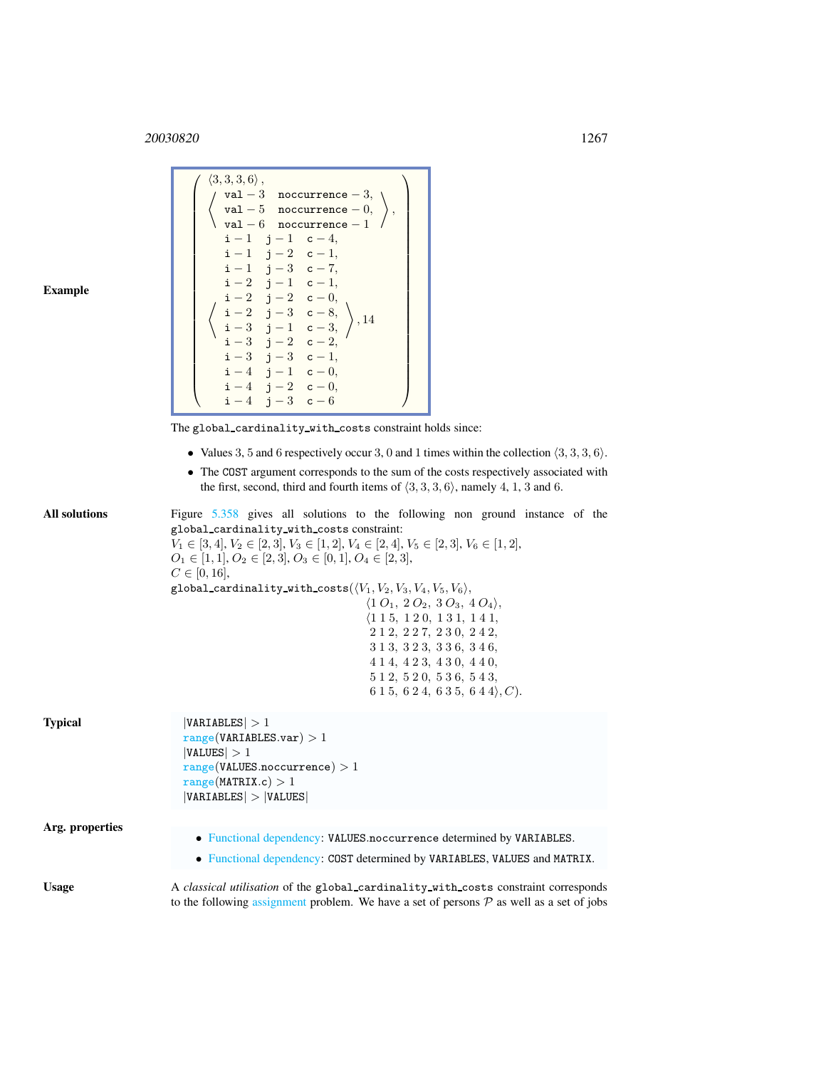**Example**

$$
\left(\begin{array}{l}
\langle 3,3,3,6\rangle, \\
\left\langle\begin{array}{ll}
\text{val}-3 & \text{noccurrence}-3, \\
\text{val}-5 & \text{noccurrence}-0, \\
\text{val}-6 & \text{noccurrence}-1
\end{array}\right\rangle, \\
\left\langle\begin{array}{lll}
\text{i}-1 & \text{j}-1 & \text{c}-4, \\
\text{i}-1 & \text{j}-2 & \text{c}-1, \\
\text{i}-1 & \text{j}-3 & \text{c}-7, \\
\text{i}-2 & \text{j}-1 & \text{c}-1, \\
\text{i}-2 & \text{j}-2 & \text{c}-0, \\
\text{i}-2 & \text{j}-3 & \text{c}-8, \\
\text{i}-3 & \text{j}-1 & \text{c}-3, \\
\text{i}-3 & \text{j}-2 & \text{c}-2, \\
\text{i}-3 & \text{j}-3 & \text{c}-1, \\
\text{i}-4 & \text{j}-1 & \text{c}-0, \\
\text{i}-4 & \text{j}-2 & \text{c}-0, \\
\text{i}-4 & \text{j}-3 & \text{c}-6
\end{array}\right\rangle, 14
\end{array}\right)
$$

The `global_cardinality_with_costs` constraint holds since:

- Values 3, 5 and 6 respectively occur 3, 0 and 1 times within the collection $\langle 3,3,3,6\rangle$.
- The COST argument corresponds to the sum of the costs respectively associated with the first, second, third and fourth items of $\langle 3,3,3,6\rangle$, namely 4, 1, 3 and 6.

**All solutions**

Figure 5.358 gives all solutions to the following non ground instance of the `global_cardinality_with_costs` constraint:
$V_1 \in [3,4]$, $V_2 \in [2,3]$, $V_3 \in [1,2]$, $V_4 \in [2,4]$, $V_5 \in [2,3]$, $V_6 \in [1,2]$,
$O_1 \in [1,1]$, $O_2 \in [2,3]$, $O_3 \in [0,1]$, $O_4 \in [2,3]$,
$C \in [0,16]$,

$$
\begin{array}{l}
\texttt{global\_cardinality\_with\_costs}(\langle V_1,V_2,V_3,V_4,V_5,V_6\rangle, \\
\quad \langle 1\,O_1,\ 2\,O_2,\ 3\,O_3,\ 4\,O_4\rangle, \\
\quad \langle 1\,1\,5,\ 1\,2\,0,\ 1\,3\,1,\ 1\,4\,1, \\
\quad\ \ 2\,1\,2,\ 2\,2\,7,\ 2\,3\,0,\ 2\,4\,2, \\
\quad\ \ 3\,1\,3,\ 3\,2\,3,\ 3\,3\,6,\ 3\,4\,6, \\
\quad\ \ 4\,1\,4,\ 4\,2\,3,\ 4\,3\,0,\ 4\,4\,0, \\
\quad\ \ 5\,1\,2,\ 5\,2\,0,\ 5\,3\,6,\ 5\,4\,3, \\
\quad\ \ 6\,1\,5,\ 6\,2\,4,\ 6\,3\,5,\ 6\,4\,4\rangle, C).
\end{array}
$$

**Typical**

- $|\text{VARIABLES}| > 1$
- $\text{range}(\text{VARIABLES.var}) > 1$
- $|\text{VALUES}| > 1$
- $\text{range}(\text{VALUES.noccurrence}) > 1$
- $\text{range}(\text{MATRIX.c}) > 1$
- $|\text{VARIABLES}| > |\text{VALUES}|$

**Arg. properties**

- Functional dependency: VALUES.noccurrence determined by VARIABLES.
- Functional dependency: COST determined by VARIABLES, VALUES and MATRIX.

**Usage**

A *classical utilisation* of the `global_cardinality_with_costs` constraint corresponds to the following assignment problem. We have a set of persons $\mathcal{P}$ as well as a set of jobs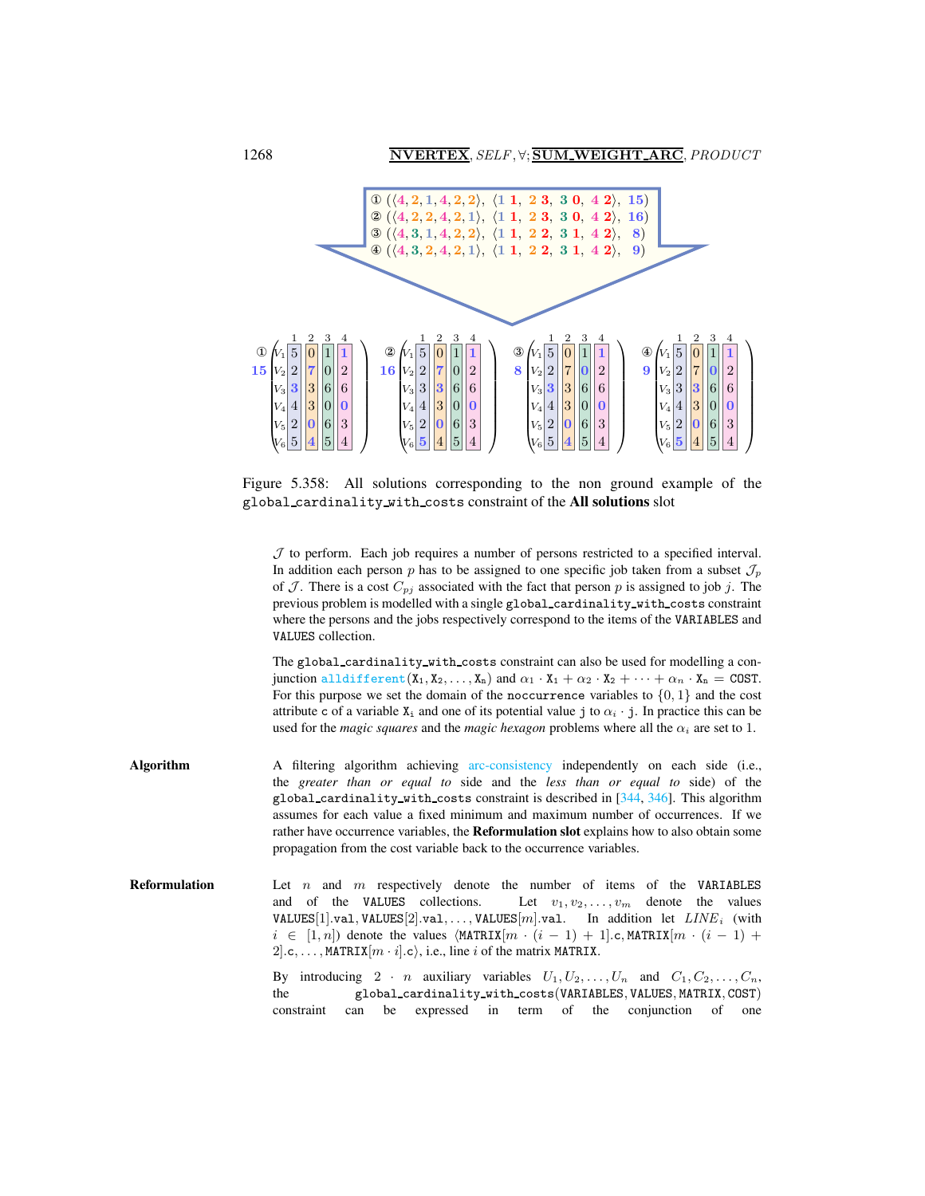① (⟨4, 2, 1, 4, 2, 2⟩, ⟨1 1, 2 3, 3 0, 4 2⟩, 15)
② (⟨4, 2, 2, 4, 2, 1⟩, ⟨1 1, 2 3, 3 0, 4 2⟩, 16)
③ (⟨4, 3, 1, 4, 2, 2⟩, ⟨1 1, 2 2, 3 1, 4 2⟩, 8)
④ (⟨4, 3, 2, 4, 2, 1⟩, ⟨1 1, 2 2, 3 1, 4 2⟩, 9)

① 15

| | 1 | 2 | 3 | 4 |
|---|---|---|---|---|
| $V_1$ | 5 | 0 | 1 | 1 |
| $V_2$ | 2 | 7 | 0 | 2 |
| $V_3$ | 3 | 3 | 6 | 6 |
| $V_4$ | 4 | 3 | 0 | 0 |
| $V_5$ | 2 | 0 | 6 | 3 |
| $V_6$ | 5 | 4 | 5 | 4 |

② 16

| | 1 | 2 | 3 | 4 |
|---|---|---|---|---|
| $V_1$ | 5 | 0 | 1 | 1 |
| $V_2$ | 2 | 7 | 0 | 2 |
| $V_3$ | 3 | 3 | 6 | 6 |
| $V_4$ | 4 | 3 | 0 | 0 |
| $V_5$ | 2 | 0 | 6 | 3 |
| $V_6$ | 5 | 4 | 5 | 4 |

③ 8

| | 1 | 2 | 3 | 4 |
|---|---|---|---|---|
| $V_1$ | 5 | 0 | 1 | 1 |
| $V_2$ | 2 | 7 | 0 | 2 |
| $V_3$ | 3 | 3 | 6 | 6 |
| $V_4$ | 4 | 3 | 0 | 0 |
| $V_5$ | 2 | 0 | 6 | 3 |
| $V_6$ | 5 | 4 | 5 | 4 |

④ 9

| | 1 | 2 | 3 | 4 |
|---|---|---|---|---|
| $V_1$ | 5 | 0 | 1 | 1 |
| $V_2$ | 2 | 7 | 0 | 2 |
| $V_3$ | 3 | 3 | 6 | 6 |
| $V_4$ | 4 | 3 | 0 | 0 |
| $V_5$ | 2 | 0 | 6 | 3 |
| $V_6$ | 5 | 4 | 5 | 4 |

Figure 5.358: All solutions corresponding to the non ground example of the `global_cardinality_with_costs` constraint of the **All solutions** slot

$\mathcal{J}$ to perform. Each job requires a number of persons restricted to a specified interval. In addition each person $p$ has to be assigned to one specific job taken from a subset $\mathcal{J}_p$ of $\mathcal{J}$. There is a cost $C_{pj}$ associated with the fact that person $p$ is assigned to job $j$. The previous problem is modelled with a single `global_cardinality_with_costs` constraint where the persons and the jobs respectively correspond to the items of the `VARIABLES` and `VALUES` collection.

The `global_cardinality_with_costs` constraint can also be used for modelling a conjunction `alldifferent`($X_1, X_2, \ldots, X_n$) and $\alpha_1 \cdot X_1 + \alpha_2 \cdot X_2 + \cdots + \alpha_n \cdot X_n = \texttt{COST}$. For this purpose we set the domain of the `noccurrence` variables to $\{0, 1\}$ and the cost attribute `c` of a variable $X_i$ and one of its potential value `j` to $\alpha_i \cdot j$. In practice this can be used for the *magic squares* and the *magic hexagon* problems where all the $\alpha_i$ are set to 1.

**Algorithm**

A filtering algorithm achieving arc-consistency independently on each side (i.e., the *greater than or equal to* side and the *less than or equal to* side) of the `global_cardinality_with_costs` constraint is described in [344, 346]. This algorithm assumes for each value a fixed minimum and maximum number of occurrences. If we rather have occurrence variables, the **Reformulation slot** explains how to also obtain some propagation from the cost variable back to the occurrence variables.

**Reformulation**

Let $n$ and $m$ respectively denote the number of items of the `VARIABLES` and of the `VALUES` collections. Let $v_1, v_2, \ldots, v_m$ denote the values `VALUES[1].val`, `VALUES[2].val`, $\ldots$, `VALUES[`$m$`].val`. In addition let $LINE_i$ (with $i \in [1, n]$) denote the values ⟨`MATRIX[`$m \cdot (i-1) + 1$`].c`, `MATRIX[`$m \cdot (i-1) + 2$`].c`, $\ldots$, `MATRIX[`$m \cdot i$`].c`⟩, i.e., line $i$ of the matrix `MATRIX`.

By introducing $2 \cdot n$ auxiliary variables $U_1, U_2, \ldots, U_n$ and $C_1, C_2, \ldots, C_n$, the `global_cardinality_with_costs(VARIABLES, VALUES, MATRIX, COST)` constraint can be expressed in term of the conjunction of one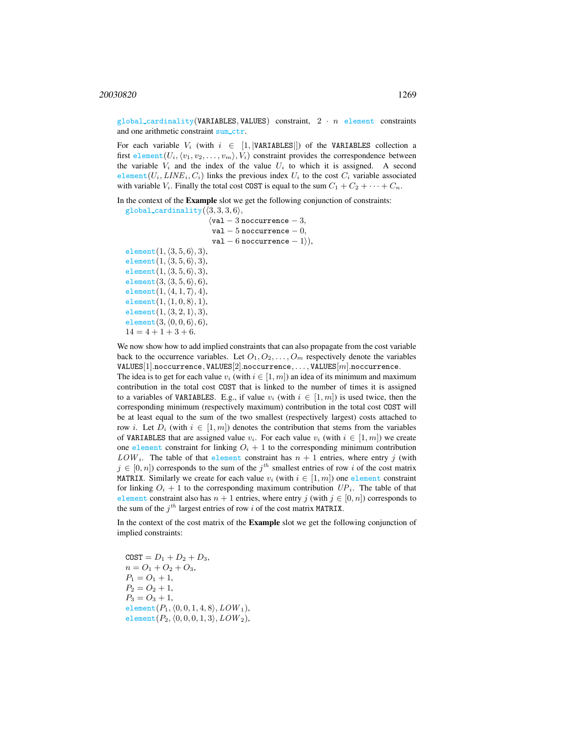global_cardinality(VARIABLES, VALUES) constraint, $2 \cdot n$ element constraints and one arithmetic constraint sum_ctr.

For each variable $V_i$ (with $i \in [1, |\texttt{VARIABLES}|]$) of the VARIABLES collection a first element$(U_i, \langle v_1, v_2, \ldots, v_m \rangle, V_i)$ constraint provides the correspondence between the variable $V_i$ and the index of the value $U_i$ to which it is assigned. A second element$(U_i, LINE_i, C_i)$ links the previous index $U_i$ to the cost $C_i$ variable associated with variable $V_i$. Finally the total cost COST is equal to the sum $C_1 + C_2 + \cdots + C_n$.

In the context of the **Example** slot we get the following conjunction of constraints:

global_cardinality$(\langle 3, 3, 3, 6 \rangle,$
$\langle \texttt{val} - 3\ \texttt{noccurrence} - 3,$
$\texttt{val} - 5\ \texttt{noccurrence} - 0,$
$\texttt{val} - 6\ \texttt{noccurrence} - 1 \rangle),$
element$(1, \langle 3, 5, 6 \rangle, 3),$
element$(1, \langle 3, 5, 6 \rangle, 3),$
element$(1, \langle 3, 5, 6 \rangle, 3),$
element$(3, \langle 3, 5, 6 \rangle, 6),$
element$(1, \langle 4, 1, 7 \rangle, 4),$
element$(1, \langle 1, 0, 8 \rangle, 1),$
element$(1, \langle 3, 2, 1 \rangle, 3),$
element$(3, \langle 0, 0, 6 \rangle, 6),$
$14 = 4 + 1 + 3 + 6.$

We now show how to add implied constraints that can also propagate from the cost variable back to the occurrence variables. Let $O_1, O_2, \ldots, O_m$ respectively denote the variables $\texttt{VALUES}[1].\texttt{noccurrence}, \texttt{VALUES}[2].\texttt{noccurrence}, \ldots, \texttt{VALUES}[m].\texttt{noccurrence}$.
The idea is to get for each value $v_i$ (with $i \in [1, m]$) an idea of its minimum and maximum contribution in the total cost COST that is linked to the number of times it is assigned to a variables of VARIABLES. E.g., if value $v_i$ (with $i \in [1, m]$) is used twice, then the corresponding minimum (respectively maximum) contribution in the total cost COST will be at least equal to the sum of the two smallest (respectively largest) costs attached to row $i$. Let $D_i$ (with $i \in [1, m]$) denotes the contribution that stems from the variables of VARIABLES that are assigned value $v_i$. For each value $v_i$ (with $i \in [1, m]$) we create one element constraint for linking $O_i + 1$ to the corresponding minimum contribution $LOW_i$. The table of that element constraint has $n + 1$ entries, where entry $j$ (with $j \in [0, n]$) corresponds to the sum of the $j^{th}$ smallest entries of row $i$ of the cost matrix MATRIX. Similarly we create for each value $v_i$ (with $i \in [1, m]$) one element constraint for linking $O_i + 1$ to the corresponding maximum contribution $UP_i$. The table of that element constraint also has $n + 1$ entries, where entry $j$ (with $j \in [0, n]$) corresponds to the sum of the $j^{th}$ largest entries of row $i$ of the cost matrix MATRIX.

In the context of the cost matrix of the **Example** slot we get the following conjunction of implied constraints:

$\texttt{COST} = D_1 + D_2 + D_3,$
$n = O_1 + O_2 + O_3,$
$P_1 = O_1 + 1,$
$P_2 = O_2 + 1,$
$P_3 = O_3 + 1,$
element$(P_1, \langle 0, 0, 1, 4, 8 \rangle, LOW_1),$
element$(P_2, \langle 0, 0, 0, 1, 3 \rangle, LOW_2),$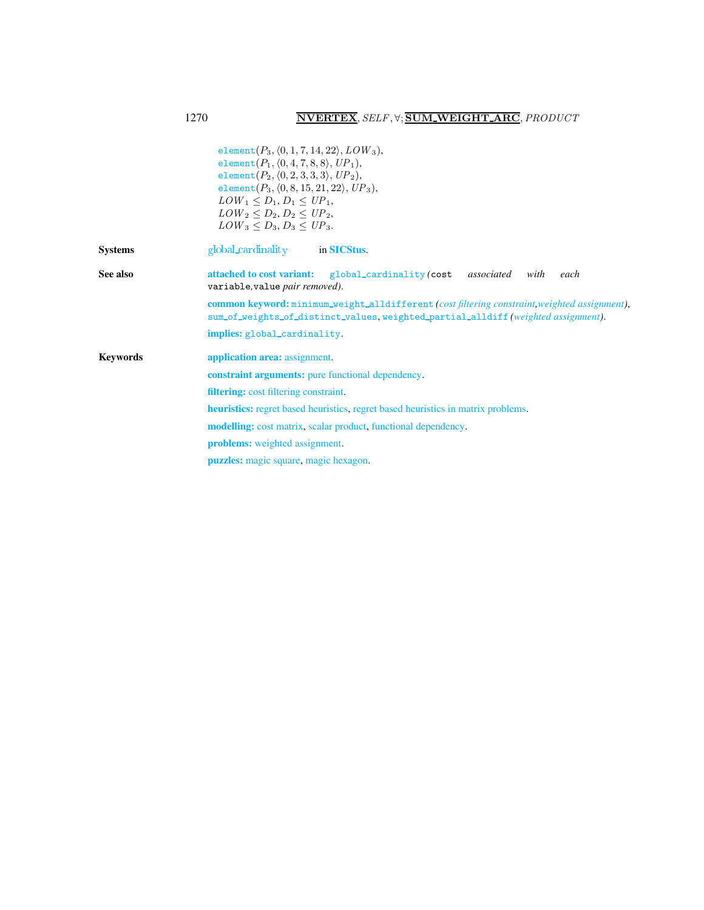element($P_3$, $\langle 0, 1, 7, 14, 22\rangle$, $LOW_3$),
element($P_1$, $\langle 0, 4, 7, 8, 8\rangle$, $UP_1$),
element($P_2$, $\langle 0, 2, 3, 3, 3\rangle$, $UP_2$),
element($P_3$, $\langle 0, 8, 15, 21, 22\rangle$, $UP_3$),
$LOW_1 \leq D_1$, $D_1 \leq UP_1$,
$LOW_2 \leq D_2$, $D_2 \leq UP_2$,
$LOW_3 \leq D_3$, $D_3 \leq UP_3$.

**Systems** global_cardinality in **SICStus**.

**See also**

**attached to cost variant:** global_cardinality *(*cost *associated with each* variable,value *pair removed)*.

**common keyword:** minimum_weight_alldifferent *(cost filtering constraint, weighted assignment)*, sum_of_weights_of_distinct_values, weighted_partial_alldiff *(weighted assignment)*.

**implies:** global_cardinality.

**Keywords**

**application area:** assignment.

**constraint arguments:** pure functional dependency.

**filtering:** cost filtering constraint.

**heuristics:** regret based heuristics, regret based heuristics in matrix problems.

**modelling:** cost matrix, scalar product, functional dependency.

**problems:** weighted assignment.

**puzzles:** magic square, magic hexagon.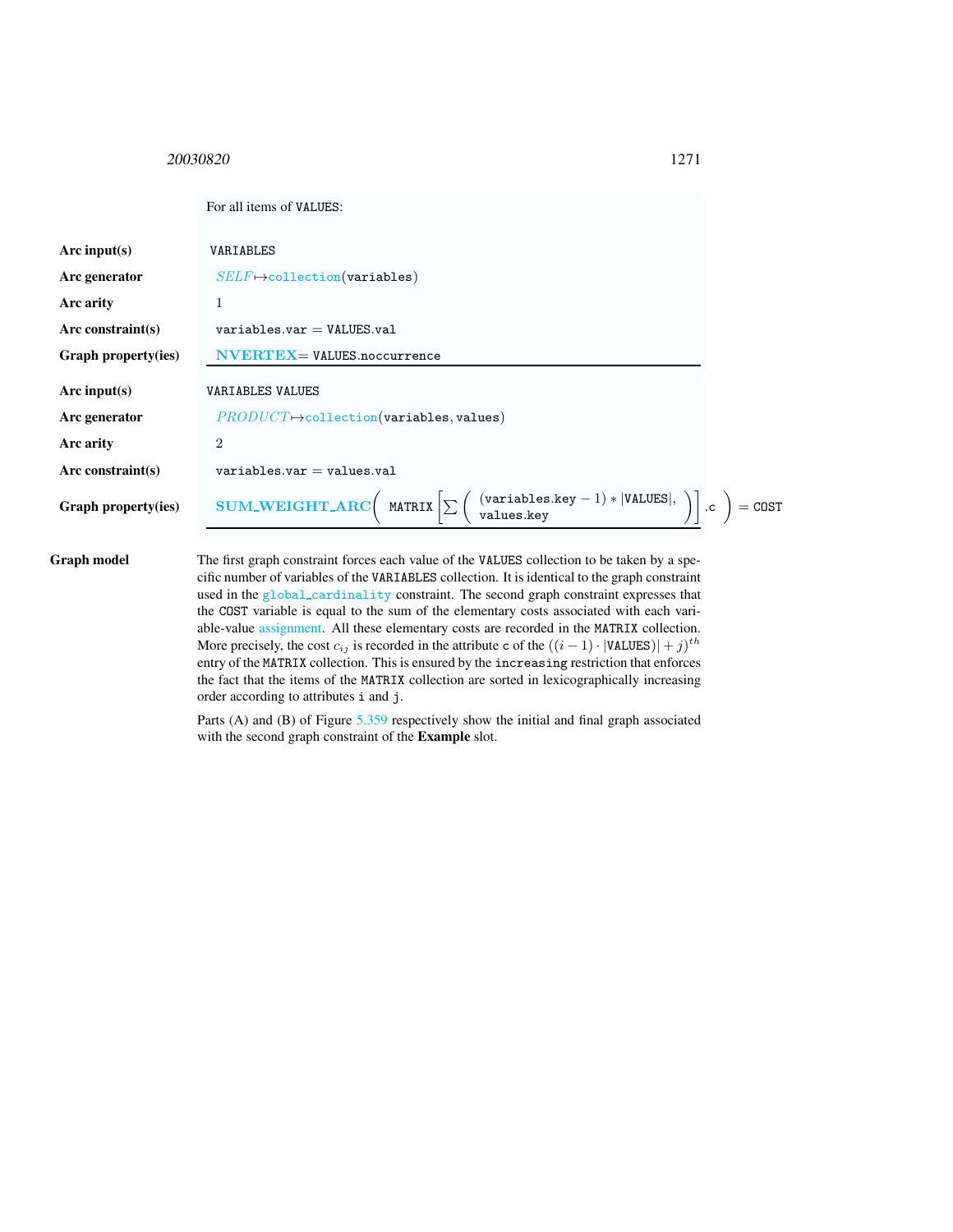For all items of VALUES:

| | |
|---|---|
| **Arc input(s)** | VALUES |
| **Arc generator** | *SELF* ↦ collection(variables) |
| **Arc arity** | 1 |
| **Arc constraint(s)** | variables.var = VALUES.val |
| **Graph property(ies)** | **NVERTEX** = VALUES.noccurrence |

| | |
|---|---|
| **Arc input(s)** | VARIABLES VALUES |
| **Arc generator** | *PRODUCT* ↦ collection(variables, values) |
| **Arc arity** | 2 |
| **Arc constraint(s)** | variables.var = values.val |
| **Graph property(ies)** | **SUM_WEIGHT_ARC**( MATRIX[ $\sum$ ( (variables.key − 1) ∗ \|VALUES\|, values.key ) ].c ) = COST |

**Graph model** The first graph constraint forces each value of the VALUES collection to be taken by a specific number of variables of the VARIABLES collection. It is identical to the graph constraint used in the global_cardinality constraint. The second graph constraint expresses that the COST variable is equal to the sum of the elementary costs associated with each variable-value assignment. All these elementary costs are recorded in the MATRIX collection. More precisely, the cost $c_{ij}$ is recorded in the attribute c of the $((i-1) \cdot |\texttt{VALUES}| + j)^{th}$ entry of the MATRIX collection. This is ensured by the increasing restriction that enforces the fact that the items of the MATRIX collection are sorted in lexicographically increasing order according to attributes i and j.

Parts (A) and (B) of Figure 5.359 respectively show the initial and final graph associated with the second graph constraint of the **Example** slot.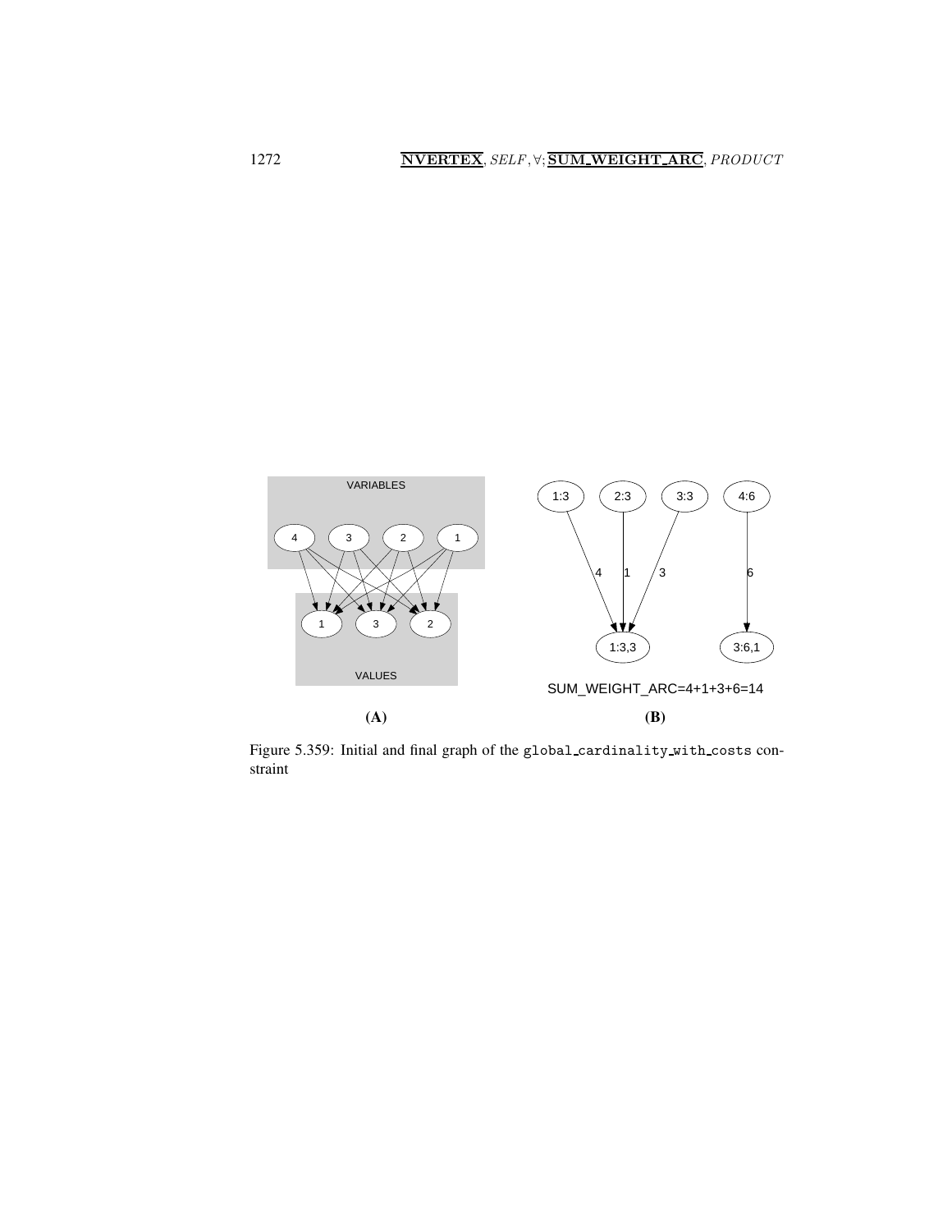VARIABLES

4 3 2 1

1 3 2

VALUES

**(A)**

1:3 2:3 3:3 4:6

4 1 3 6

1:3,3 3:6,1

SUM_WEIGHT_ARC=4+1+3+6=14

**(B)**

Figure 5.359: Initial and final graph of the `global_cardinality_with_costs` constraint